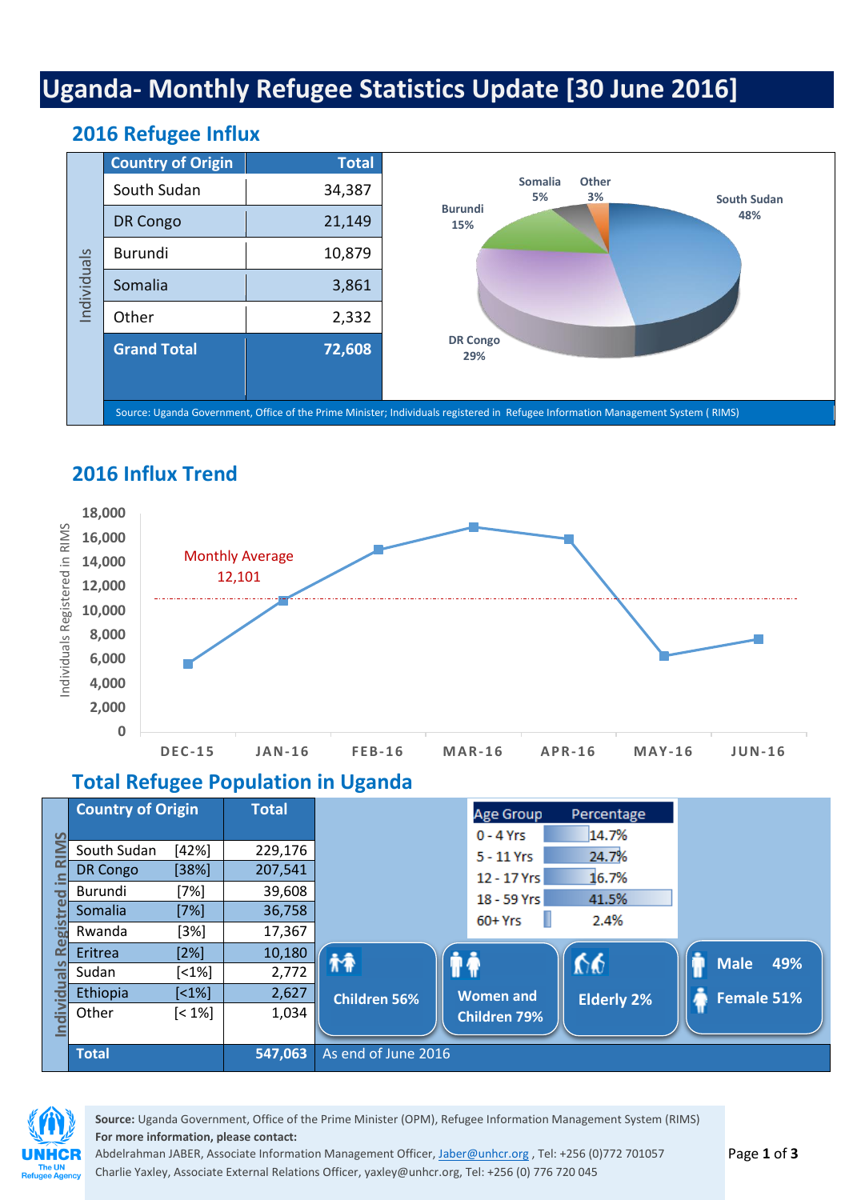# Uganda- Monthly Refugee Statistics Update [30 June 2016]

## 2016 Refugee Influx

| Country of Origin | Total |
|---|---|
| South Sudan | 34,387 |
| DR Congo | 21,149 |
| Burundi | 10,879 |
| Somalia | 3,861 |
| Other | 2,332 |
| **Grand Total** | **72,608** |

Individuals

South Sudan 48%, DR Congo 29%, Burundi 15%, Somalia 5%, Other 3%

Source: Uganda Government, Office of the Prime Minister; Individuals registered in Refugee Information Management System ( RIMS)

## 2016 Influx Trend

Individuals Registered in RIMS

Monthly Average 12,101

DEC-15, JAN-16, FEB-16, MAR-16, APR-16, MAY-16, JUN-16

## Total Refugee Population in Uganda

| Country of Origin | | Total |
|---|---|---|
| South Sudan | [42%] | 229,176 |
| DR Congo | [38%] | 207,541 |
| Burundi | [7%] | 39,608 |
| Somalia | [7%] | 36,758 |
| Rwanda | [3%] | 17,367 |
| Eritrea | [2%] | 10,180 |
| Sudan | [<1%] | 2,772 |
| Ethiopia | [<1%] | 2,627 |
| Other | [< 1%] | 1,034 |
| **Total** | | **547,063** |

Individuals Registred in RIMS

As end of June 2016

| Age Group | Percentage |
|---|---|
| 0 - 4 Yrs | 14.7% |
| 5 - 11 Yrs | 24.7% |
| 12 - 17 Yrs | 16.7% |
| 18 - 59 Yrs | 41.5% |
| 60+ Yrs | 2.4% |

Children 56%

Women and Children 79%

Elderly 2%

Male 49%

Female 51%

**Source:** Uganda Government, Office of the Prime Minister (OPM), Refugee Information Management System (RIMS)

**For more information, please contact:**

Abdelrahman JABER, Associate Information Management Officer, Jaber@unhcr.org , Tel: +256 (0)772 701057

Charlie Yaxley, Associate External Relations Officer, yaxley@unhcr.org, Tel: +256 (0) 776 720 045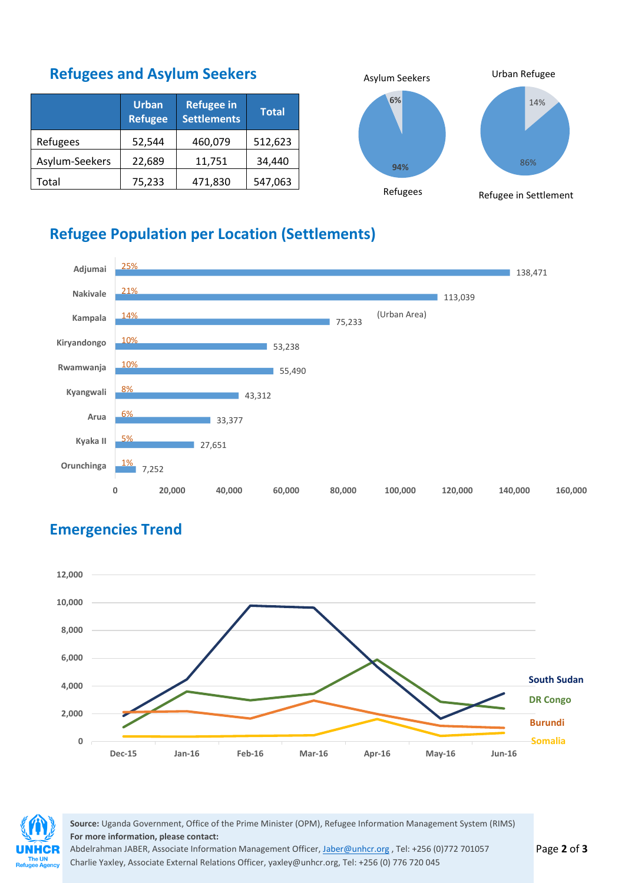## Refugees and Asylum Seekers

| | Urban Refugee | Refugee in Settlements | Total |
|---|---|---|---|
| Refugees | 52,544 | 460,079 | 512,623 |
| Asylum-Seekers | 22,689 | 11,751 | 34,440 |
| Total | 75,233 | 471,830 | 547,063 |

Asylum Seekers 6% / Refugees 94%

Urban Refugee 14% / Refugee in Settlement 86%

## Refugee Population per Location (Settlements)

| Location | % | Population |
|---|---|---|
| Adjumai | 25% | 138,471 |
| Nakivale | 21% | 113,039 |
| Kampala (Urban Area) | 14% | 75,233 |
| Kiryandongo | 10% | 53,238 |
| Rwamwanja | 10% | 55,490 |
| Kyangwali | 8% | 43,312 |
| Arua | 6% | 33,377 |
| Kyaka II | 5% | 27,651 |
| Orunchinga | 1% | 7,252 |

## Emergencies Trend

Line chart (Dec-15 to Jun-16) of new arrivals: South Sudan, DR Congo, Burundi, Somalia.

**Source:** Uganda Government, Office of the Prime Minister (OPM), Refugee Information Management System (RIMS)
**For more information, please contact:**
Abdelrahman JABER, Associate Information Management Officer, Jaber@unhcr.org , Tel: +256 (0)772 701057
Charlie Yaxley, Associate External Relations Officer, yaxley@unhcr.org, Tel: +256 (0) 776 720 045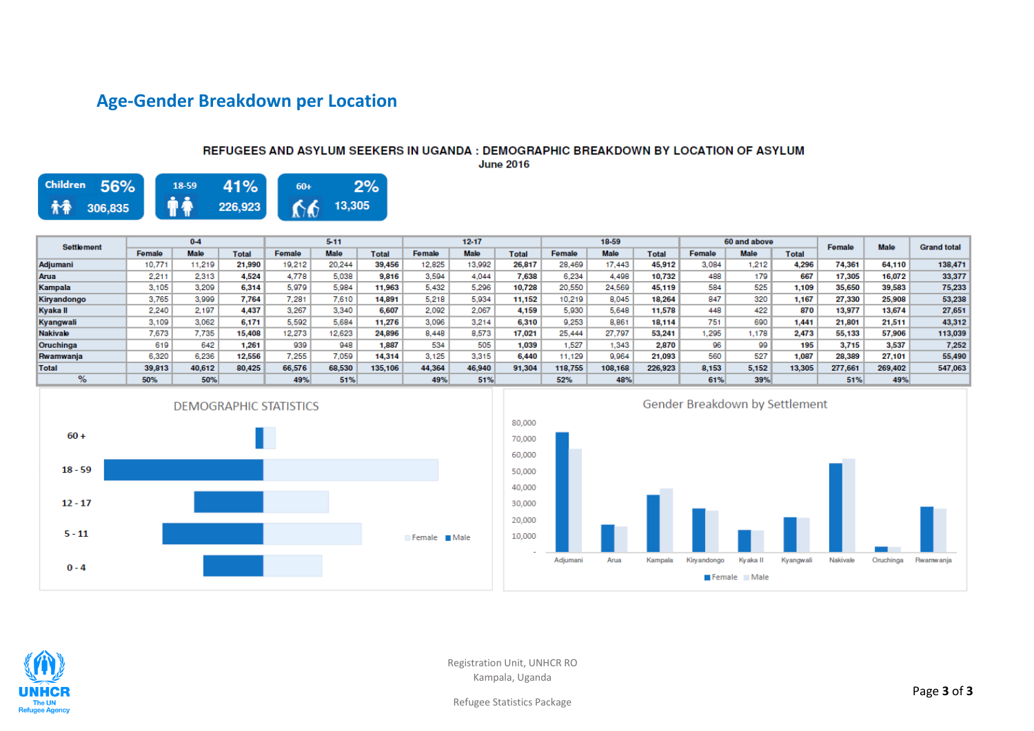## Age-Gender Breakdown per Location

**REFUGEES AND ASYLUM SEEKERS IN UGANDA : DEMOGRAPHIC BREAKDOWN BY LOCATION OF ASYLUM**

**June 2016**

Children 56% 306,835

18-59 41% 226,923

60+ 2% 13,305

| Settlement | 0-4 | | | 5-11 | | | 12-17 | | | 18-59 | | | 60 and above | | | Female | Male | Grand total |
|---|---|---|---|---|---|---|---|---|---|---|---|---|---|---|---|---|---|---|
| | Female | Male | Total | Female | Male | Total | Female | Male | Total | Female | Male | Total | Female | Male | Total | | | |
| Adjumani | 10,771 | 11,219 | 21,990 | 19,212 | 20,244 | 39,456 | 12,825 | 13,992 | 26,817 | 28,469 | 17,443 | 45,912 | 3,084 | 1,212 | 4,296 | 74,361 | 64,110 | 138,471 |
| Arua | 2,211 | 2,313 | 4,524 | 4,778 | 5,038 | 9,816 | 3,594 | 4,044 | 7,638 | 6,234 | 4,498 | 10,732 | 488 | 179 | 667 | 17,305 | 16,072 | 33,377 |
| Kampala | 3,105 | 3,209 | 6,314 | 5,979 | 5,984 | 11,963 | 5,432 | 5,296 | 10,728 | 20,550 | 24,569 | 45,119 | 584 | 525 | 1,109 | 35,650 | 39,583 | 75,233 |
| Kiryandongo | 3,765 | 3,999 | 7,764 | 7,281 | 7,610 | 14,891 | 5,218 | 5,934 | 11,152 | 10,219 | 8,045 | 18,264 | 847 | 320 | 1,167 | 27,330 | 25,908 | 53,238 |
| Kyaka II | 2,240 | 2,197 | 4,437 | 3,267 | 3,340 | 6,607 | 2,092 | 2,067 | 4,159 | 5,930 | 5,648 | 11,578 | 448 | 422 | 870 | 13,977 | 13,674 | 27,651 |
| Kyangwali | 3,109 | 3,062 | 6,171 | 5,592 | 5,684 | 11,276 | 3,096 | 3,214 | 6,310 | 9,253 | 8,861 | 18,114 | 751 | 690 | 1,441 | 21,801 | 21,511 | 43,312 |
| Nakivale | 7,673 | 7,735 | 15,408 | 12,273 | 12,623 | 24,896 | 8,448 | 8,573 | 17,021 | 25,444 | 27,797 | 53,241 | 1,295 | 1,178 | 2,473 | 55,133 | 57,906 | 113,039 |
| Oruchinga | 619 | 642 | 1,261 | 939 | 948 | 1,887 | 534 | 505 | 1,039 | 1,527 | 1,343 | 2,870 | 96 | 99 | 195 | 3,715 | 3,537 | 7,252 |
| Rwamwanja | 6,320 | 6,236 | 12,556 | 7,255 | 7,059 | 14,314 | 3,125 | 3,315 | 6,440 | 11,129 | 9,964 | 21,093 | 560 | 527 | 1,087 | 28,389 | 27,101 | 55,490 |
| Total | 39,813 | 40,612 | 80,425 | 66,576 | 68,530 | 135,106 | 44,364 | 46,940 | 91,304 | 118,755 | 108,168 | 226,923 | 8,153 | 5,152 | 13,305 | 277,661 | 269,402 | 547,063 |
| % | 50% | 50% | | 49% | 51% | | 49% | 51% | | 52% | 48% | | 61% | 39% | | 51% | 49% | |

DEMOGRAPHIC STATISTICS

60 +
18 - 59
12 - 17
5 - 11
0 - 4

Female Male

Gender Breakdown by Settlement

80,000
70,000
60,000
50,000
40,000
30,000
20,000
10,000
-

Adjumani Arua Kampala Kiryandongo Kyaka II Kyangwali Nakivale Oruchinga Rwamwanja

Female Male

Registration Unit, UNHCR RO
Kampala, Uganda

Refugee Statistics Package